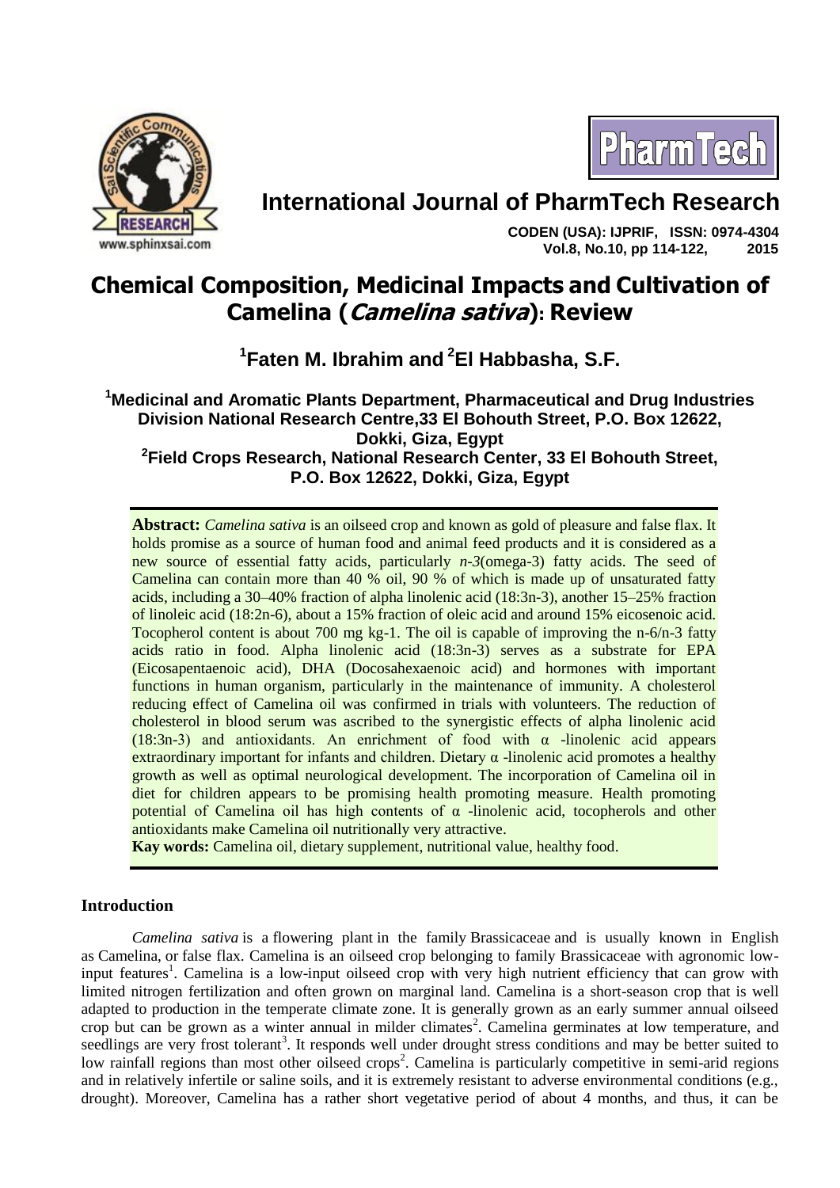# International Journal of PharmTech Research

**CODEN (USA): IJPRIF, ISSN: 0974-4304**
**Vol.8, No.10, pp 114-122, 2015**

# Chemical Composition, Medicinal Impacts and Cultivation of Camelina (*Camelina sativa*): Review

**[1]Faten M. Ibrahim and [2]El Habbasha, S.F.**

**[1]Medicinal and Aromatic Plants Department, Pharmaceutical and Drug Industries Division National Research Centre,33 El Bohouth Street, P.O. Box 12622, Dokki, Giza, Egypt**
**[2]Field Crops Research, National Research Center, 33 El Bohouth Street, P.O. Box 12622, Dokki, Giza, Egypt**

**Abstract:** *Camelina sativa* is an oilseed crop and known as gold of pleasure and false flax. It holds promise as a source of human food and animal feed products and it is considered as a new source of essential fatty acids, particularly *n-3*(omega-3) fatty acids. The seed of Camelina can contain more than 40 % oil, 90 % of which is made up of unsaturated fatty acids, including a 30–40% fraction of alpha linolenic acid (18:3n-3), another 15–25% fraction of linoleic acid (18:2n-6), about a 15% fraction of oleic acid and around 15% eicosenoic acid. Tocopherol content is about 700 mg kg-1. The oil is capable of improving the n-6/n-3 fatty acids ratio in food. Alpha linolenic acid (18:3n-3) serves as a substrate for EPA (Eicosapentaenoic acid), DHA (Docosahexaenoic acid) and hormones with important functions in human organism, particularly in the maintenance of immunity. A cholesterol reducing effect of Camelina oil was confirmed in trials with volunteers. The reduction of cholesterol in blood serum was ascribed to the synergistic effects of alpha linolenic acid (18:3n-3) and antioxidants. An enrichment of food with α -linolenic acid appears extraordinary important for infants and children. Dietary α -linolenic acid promotes a healthy growth as well as optimal neurological development. The incorporation of Camelina oil in diet for children appears to be promising health promoting measure. Health promoting potential of Camelina oil has high contents of α -linolenic acid, tocopherols and other antioxidants make Camelina oil nutritionally very attractive.

**Kay words:** Camelina oil, dietary supplement, nutritional value, healthy food.

## Introduction

*Camelina sativa* is a flowering plant in the family Brassicaceae and is usually known in English as Camelina, or false flax. Camelina is an oilseed crop belonging to family Brassicaceae with agronomic low-input features[1]. Camelina is a low-input oilseed crop with very high nutrient efficiency that can grow with limited nitrogen fertilization and often grown on marginal land. Camelina is a short-season crop that is well adapted to production in the temperate climate zone. It is generally grown as an early summer annual oilseed crop but can be grown as a winter annual in milder climates[2]. Camelina germinates at low temperature, and seedlings are very frost tolerant[3]. It responds well under drought stress conditions and may be better suited to low rainfall regions than most other oilseed crops[2]. Camelina is particularly competitive in semi-arid regions and in relatively infertile or saline soils, and it is extremely resistant to adverse environmental conditions (e.g., drought). Moreover, Camelina has a rather short vegetative period of about 4 months, and thus, it can be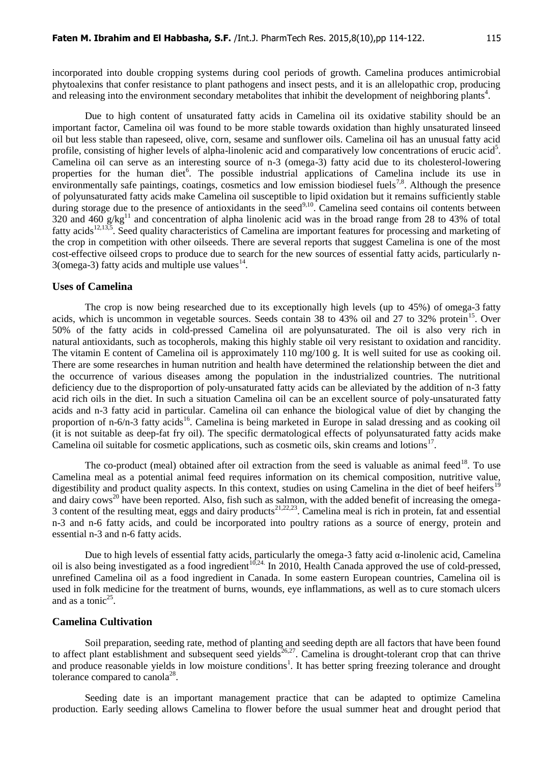incorporated into double cropping systems during cool periods of growth. Camelina produces antimicrobial phytoalexins that confer resistance to plant pathogens and insect pests, and it is an allelopathic crop, producing and releasing into the environment secondary metabolites that inhibit the development of neighboring plants[4].

Due to high content of unsaturated fatty acids in Camelina oil its oxidative stability should be an important factor, Camelina oil was found to be more stable towards oxidation than highly unsaturated linseed oil but less stable than rapeseed, olive, corn, sesame and sunflower oils. Camelina oil has an unusual fatty acid profile, consisting of higher levels of alpha-linolenic acid and comparatively low concentrations of erucic acid[5]. Camelina oil can serve as an interesting source of n-3 (omega-3) fatty acid due to its cholesterol-lowering properties for the human diet[6]. The possible industrial applications of Camelina include its use in environmentally safe paintings, coatings, cosmetics and low emission biodiesel fuels[7,8]. Although the presence of polyunsaturated fatty acids make Camelina oil susceptible to lipid oxidation but it remains sufficiently stable during storage due to the presence of antioxidants in the seed[9,10]. Camelina seed contains oil contents between 320 and 460 g/kg[11] and concentration of alpha linolenic acid was in the broad range from 28 to 43% of total fatty acids[12,13,5]. Seed quality characteristics of Camelina are important features for processing and marketing of the crop in competition with other oilseeds. There are several reports that suggest Camelina is one of the most cost-effective oilseed crops to produce due to search for the new sources of essential fatty acids, particularly n-3(omega-3) fatty acids and multiple use values[14].

## Uses of Camelina

The crop is now being researched due to its exceptionally high levels (up to 45%) of omega-3 fatty acids, which is uncommon in vegetable sources. Seeds contain 38 to 43% oil and 27 to 32% protein[15]. Over 50% of the fatty acids in cold-pressed Camelina oil are polyunsaturated. The oil is also very rich in natural antioxidants, such as tocopherols, making this highly stable oil very resistant to oxidation and rancidity. The vitamin E content of Camelina oil is approximately 110 mg/100 g. It is well suited for use as cooking oil. There are some researches in human nutrition and health have determined the relationship between the diet and the occurrence of various diseases among the population in the industrialized countries. The nutritional deficiency due to the disproportion of poly-unsaturated fatty acids can be alleviated by the addition of n-3 fatty acid rich oils in the diet. In such a situation Camelina oil can be an excellent source of poly-unsaturated fatty acids and n-3 fatty acid in particular. Camelina oil can enhance the biological value of diet by changing the proportion of n-6/n-3 fatty acids[16]. Camelina is being marketed in Europe in salad dressing and as cooking oil (it is not suitable as deep-fat fry oil). The specific dermatological effects of polyunsaturated fatty acids make Camelina oil suitable for cosmetic applications, such as cosmetic oils, skin creams and lotions[17].

The co-product (meal) obtained after oil extraction from the seed is valuable as animal feed[18]. To use Camelina meal as a potential animal feed requires information on its chemical composition, nutritive value, digestibility and product quality aspects. In this context, studies on using Camelina in the diet of beef heifers[19] and dairy cows[20] have been reported. Also, fish such as salmon, with the added benefit of increasing the omega-3 content of the resulting meat, eggs and dairy products[21,22,23]. Camelina meal is rich in protein, fat and essential n-3 and n-6 fatty acids, and could be incorporated into poultry rations as a source of energy, protein and essential n-3 and n-6 fatty acids.

Due to high levels of essential fatty acids, particularly the omega-3 fatty acid α-linolenic acid, Camelina oil is also being investigated as a food ingredient[10,24]. In 2010, Health Canada approved the use of cold-pressed, unrefined Camelina oil as a food ingredient in Canada. In some eastern European countries, Camelina oil is used in folk medicine for the treatment of burns, wounds, eye inflammations, as well as to cure stomach ulcers and as a tonic[25].

## Camelina Cultivation

Soil preparation, seeding rate, method of planting and seeding depth are all factors that have been found to affect plant establishment and subsequent seed yields[26,27]. Camelina is drought-tolerant crop that can thrive and produce reasonable yields in low moisture conditions[1]. It has better spring freezing tolerance and drought tolerance compared to canola[28].

Seeding date is an important management practice that can be adapted to optimize Camelina production. Early seeding allows Camelina to flower before the usual summer heat and drought period that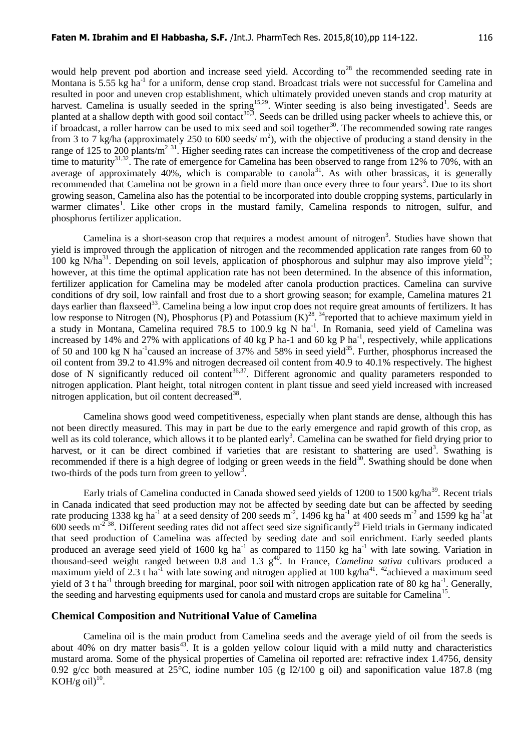would help prevent pod abortion and increase seed yield. According to[28] the recommended seeding rate in Montana is 5.55 kg $ha^{-1}$ for a uniform, dense crop stand. Broadcast trials were not successful for Camelina and resulted in poor and uneven crop establishment, which ultimately provided uneven stands and crop maturity at harvest. Camelina is usually seeded in the spring[15,29]. Winter seeding is also being investigated[1]. Seeds are planted at a shallow depth with good soil contact[30,3]. Seeds can be drilled using packer wheels to achieve this, or if broadcast, a roller harrow can be used to mix seed and soil together[30]. The recommended sowing rate ranges from 3 to 7 kg/ha (approximately 250 to 600 seeds/ $m^2$), with the objective of producing a stand density in the range of 125 to 200 plants/$m^2$ [31]. Higher seeding rates can increase the competitiveness of the crop and decrease time to maturity[31,32]. The rate of emergence for Camelina has been observed to range from 12% to 70%, with an average of approximately 40%, which is comparable to canola[31]. As with other brassicas, it is generally recommended that Camelina not be grown in a field more than once every three to four years[3]. Due to its short growing season, Camelina also has the potential to be incorporated into double cropping systems, particularly in warmer climates[1]. Like other crops in the mustard family, Camelina responds to nitrogen, sulfur, and phosphorus fertilizer application.

Camelina is a short-season crop that requires a modest amount of nitrogen[3]. Studies have shown that yield is improved through the application of nitrogen and the recommended application rate ranges from 60 to 100 kg N/ha[31]. Depending on soil levels, application of phosphorous and sulphur may also improve yield[32]; however, at this time the optimal application rate has not been determined. In the absence of this information, fertilizer application for Camelina may be modeled after canola production practices. Camelina can survive conditions of dry soil, low rainfall and frost due to a short growing season; for example, Camelina matures 21 days earlier than flaxseed[33]. Camelina being a low input crop does not require great amounts of fertilizers. It has low response to Nitrogen (N), Phosphorus (P) and Potassium (K)[28]. [34]reported that to achieve maximum yield in a study in Montana, Camelina required 78.5 to 100.9 kg N $ha^{-1}$. In Romania, seed yield of Camelina was increased by 14% and 27% with applications of 40 kg P ha-1 and 60 kg P $ha^{-1}$, respectively, while applications of 50 and 100 kg N $ha^{-1}$caused an increase of 37% and 58% in seed yield[35]. Further, phosphorus increased the oil content from 39.2 to 41.9% and nitrogen decreased oil content from 40.9 to 40.1% respectively. The highest dose of N significantly reduced oil content[36,37]. Different agronomic and quality parameters responded to nitrogen application. Plant height, total nitrogen content in plant tissue and seed yield increased with increased nitrogen application, but oil content decreased[38].

Camelina shows good weed competitiveness, especially when plant stands are dense, although this has not been directly measured. This may in part be due to the early emergence and rapid growth of this crop, as well as its cold tolerance, which allows it to be planted early[3]. Camelina can be swathed for field drying prior to harvest, or it can be direct combined if varieties that are resistant to shattering are used[3]. Swathing is recommended if there is a high degree of lodging or green weeds in the field[30]. Swathing should be done when two-thirds of the pods turn from green to yellow[3].

Early trials of Camelina conducted in Canada showed seed yields of 1200 to 1500 kg/ha[39]. Recent trials in Canada indicated that seed production may not be affected by seeding date but can be affected by seeding rate producing 1338 kg $ha^{-1}$ at a seed density of 200 seeds $m^{-2}$, 1496 kg $ha^{-1}$ at 400 seeds $m^{-2}$ and 1599 kg $ha^{-1}$at 600 seeds $m^{-2}$ [38]. Different seeding rates did not affect seed size significantly[29] Field trials in Germany indicated that seed production of Camelina was affected by seeding date and soil enrichment. Early seeded plants produced an average seed yield of 1600 kg $ha^{-1}$ as compared to 1150 kg $ha^{-1}$ with late sowing. Variation in thousand-seed weight ranged between 0.8 and 1.3 g[40]. In France, *Camelina sativa* cultivars produced a maximum yield of 2.3 t $ha^{-1}$ with late sowing and nitrogen applied at 100 kg/ha[41]. [42]achieved a maximum seed yield of 3 t $ha^{-1}$ through breeding for marginal, poor soil with nitrogen application rate of 80 kg $ha^{-1}$. Generally, the seeding and harvesting equipments used for canola and mustard crops are suitable for Camelina[15].

## Chemical Composition and Nutritional Value of Camelina

Camelina oil is the main product from Camelina seeds and the average yield of oil from the seeds is about 40% on dry matter basis[43]. It is a golden yellow colour liquid with a mild nutty and characteristics mustard aroma. Some of the physical properties of Camelina oil reported are: refractive index 1.4756, density 0.92 g/cc both measured at 25°C, iodine number 105 (g I2/100 g oil) and saponification value 187.8 (mg KOH/g oil)[10].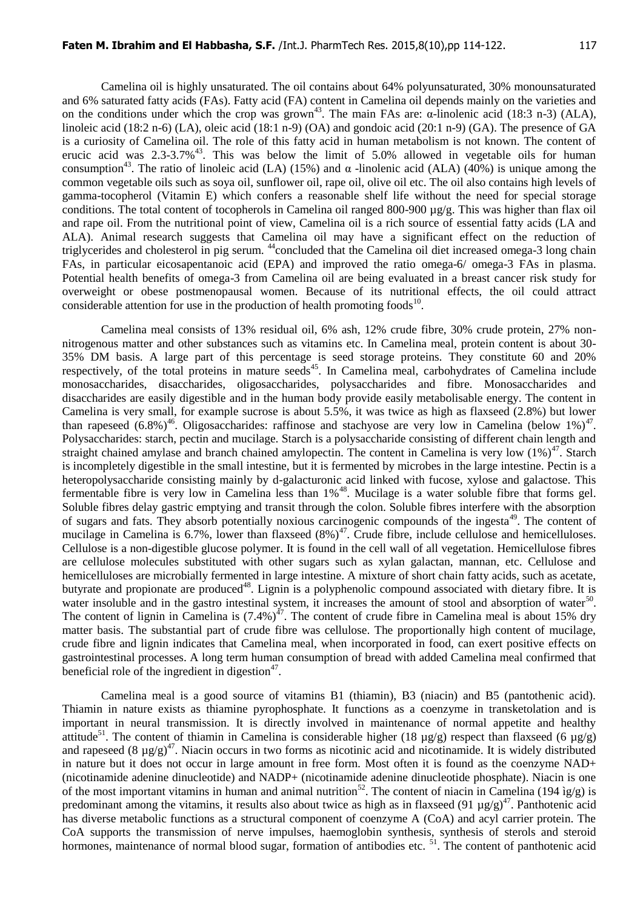Camelina oil is highly unsaturated. The oil contains about 64% polyunsaturated, 30% monounsaturated and 6% saturated fatty acids (FAs). Fatty acid (FA) content in Camelina oil depends mainly on the varieties and on the conditions under which the crop was grown[43]. The main FAs are: α-linolenic acid (18:3 n-3) (ALA), linoleic acid (18:2 n-6) (LA), oleic acid (18:1 n-9) (OA) and gondoic acid (20:1 n-9) (GA). The presence of GA is a curiosity of Camelina oil. The role of this fatty acid in human metabolism is not known. The content of erucic acid was 2.3-3.7%[43]. This was below the limit of 5.0% allowed in vegetable oils for human consumption[43]. The ratio of linoleic acid (LA) (15%) and α -linolenic acid (ALA) (40%) is unique among the common vegetable oils such as soya oil, sunflower oil, rape oil, olive oil etc. The oil also contains high levels of gamma-tocopherol (Vitamin E) which confers a reasonable shelf life without the need for special storage conditions. The total content of tocopherols in Camelina oil ranged 800-900 µg/g. This was higher than flax oil and rape oil. From the nutritional point of view, Camelina oil is a rich source of essential fatty acids (LA and ALA). Animal research suggests that Camelina oil may have a significant effect on the reduction of triglycerides and cholesterol in pig serum. [44]concluded that the Camelina oil diet increased omega-3 long chain FAs, in particular eicosapentanoic acid (EPA) and improved the ratio omega-6/ omega-3 FAs in plasma. Potential health benefits of omega-3 from Camelina oil are being evaluated in a breast cancer risk study for overweight or obese postmenopausal women. Because of its nutritional effects, the oil could attract considerable attention for use in the production of health promoting foods[10].

Camelina meal consists of 13% residual oil, 6% ash, 12% crude fibre, 30% crude protein, 27% non-nitrogenous matter and other substances such as vitamins etc. In Camelina meal, protein content is about 30-35% DM basis. A large part of this percentage is seed storage proteins. They constitute 60 and 20% respectively, of the total proteins in mature seeds[45]. In Camelina meal, carbohydrates of Camelina include monosaccharides, disaccharides, oligosaccharides, polysaccharides and fibre. Monosaccharides and disaccharides are easily digestible and in the human body provide easily metabolisable energy. The content in Camelina is very small, for example sucrose is about 5.5%, it was twice as high as flaxseed (2.8%) but lower than rapeseed (6.8%)[46]. Oligosaccharides: raffinose and stachyose are very low in Camelina (below 1%)[47]. Polysaccharides: starch, pectin and mucilage. Starch is a polysaccharide consisting of different chain length and straight chained amylase and branch chained amylopectin. The content in Camelina is very low (1%)[47]. Starch is incompletely digestible in the small intestine, but it is fermented by microbes in the large intestine. Pectin is a heteropolysaccharide consisting mainly by d-galacturonic acid linked with fucose, xylose and galactose. This fermentable fibre is very low in Camelina less than 1%[48]. Mucilage is a water soluble fibre that forms gel. Soluble fibres delay gastric emptying and transit through the colon. Soluble fibres interfere with the absorption of sugars and fats. They absorb potentially noxious carcinogenic compounds of the ingesta[49]. The content of mucilage in Camelina is 6.7%, lower than flaxseed (8%)[47]. Crude fibre, include cellulose and hemicelluloses. Cellulose is a non-digestible glucose polymer. It is found in the cell wall of all vegetation. Hemicellulose fibres are cellulose molecules substituted with other sugars such as xylan galactan, mannan, etc. Cellulose and hemicelluloses are microbially fermented in large intestine. A mixture of short chain fatty acids, such as acetate, butyrate and propionate are produced[48]. Lignin is a polyphenolic compound associated with dietary fibre. It is water insoluble and in the gastro intestinal system, it increases the amount of stool and absorption of water[50]. The content of lignin in Camelina is (7.4%)[47]. The content of crude fibre in Camelina meal is about 15% dry matter basis. The substantial part of crude fibre was cellulose. The proportionally high content of mucilage, crude fibre and lignin indicates that Camelina meal, when incorporated in food, can exert positive effects on gastrointestinal processes. A long term human consumption of bread with added Camelina meal confirmed that beneficial role of the ingredient in digestion[47].

Camelina meal is a good source of vitamins B1 (thiamin), B3 (niacin) and B5 (pantothenic acid). Thiamin in nature exists as thiamine pyrophosphate. It functions as a coenzyme in transketolation and is important in neural transmission. It is directly involved in maintenance of normal appetite and healthy attitude[51]. The content of thiamin in Camelina is considerable higher (18 µg/g) respect than flaxseed (6 µg/g) and rapeseed (8 µg/g)[47]. Niacin occurs in two forms as nicotinic acid and nicotinamide. It is widely distributed in nature but it does not occur in large amount in free form. Most often it is found as the coenzyme NAD+ (nicotinamide adenine dinucleotide) and NADP+ (nicotinamide adenine dinucleotide phosphate). Niacin is one of the most important vitamins in human and animal nutrition[52]. The content of niacin in Camelina (194 ìg/g) is predominant among the vitamins, it results also about twice as high as in flaxseed (91 µg/g)[47]. Panthotenic acid has diverse metabolic functions as a structural component of coenzyme A (CoA) and acyl carrier protein. The CoA supports the transmission of nerve impulses, haemoglobin synthesis, synthesis of sterols and steroid hormones, maintenance of normal blood sugar, formation of antibodies etc. [51]. The content of panthotenic acid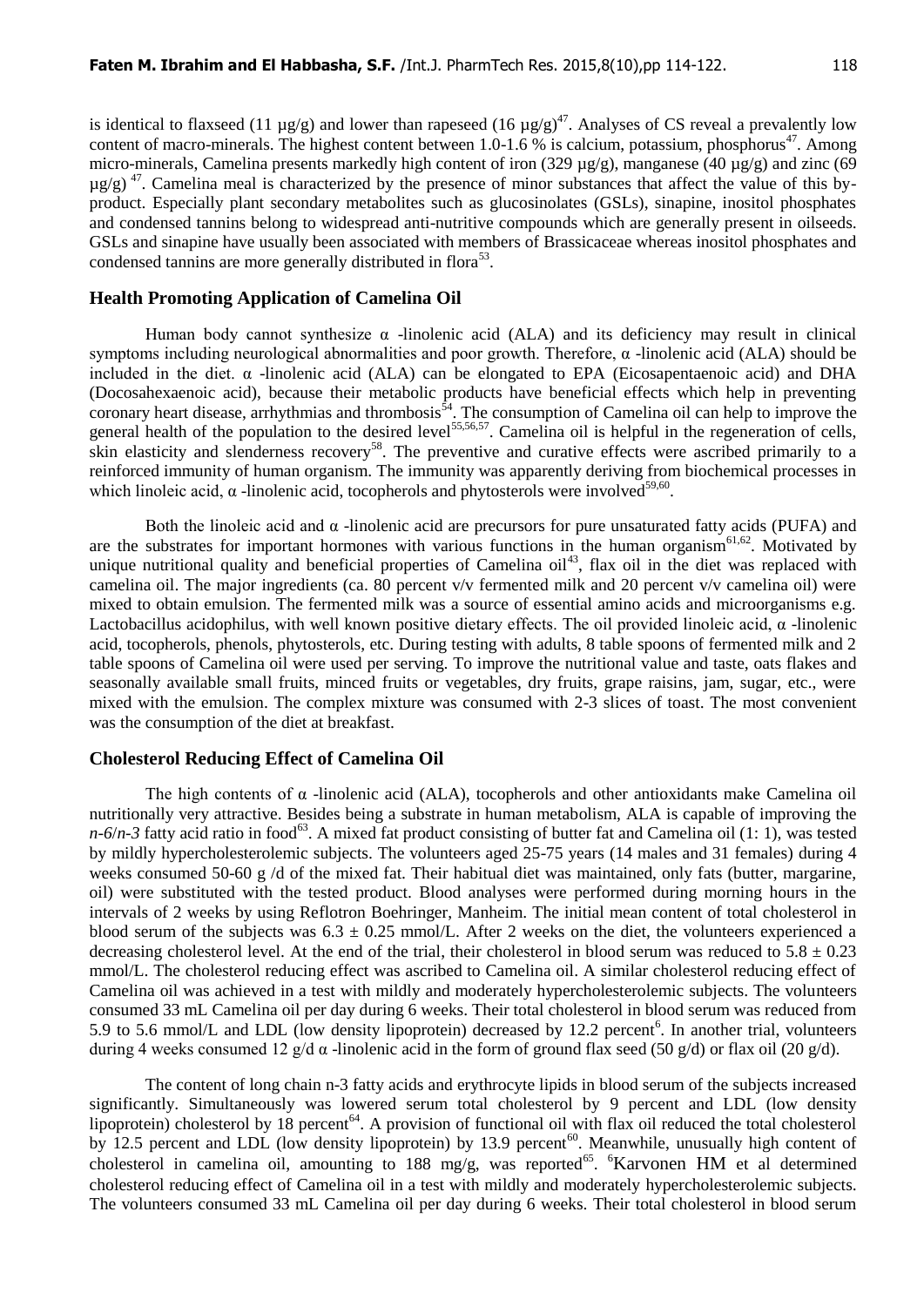is identical to flaxseed (11 µg/g) and lower than rapeseed (16 µg/g)[47]. Analyses of CS reveal a prevalently low content of macro-minerals. The highest content between 1.0-1.6 % is calcium, potassium, phosphorus[47]. Among micro-minerals, Camelina presents markedly high content of iron (329 µg/g), manganese (40 µg/g) and zinc (69 µg/g) [47]. Camelina meal is characterized by the presence of minor substances that affect the value of this by-product. Especially plant secondary metabolites such as glucosinolates (GSLs), sinapine, inositol phosphates and condensed tannins belong to widespread anti-nutritive compounds which are generally present in oilseeds. GSLs and sinapine have usually been associated with members of Brassicaceae whereas inositol phosphates and condensed tannins are more generally distributed in flora[53].

## Health Promoting Application of Camelina Oil

Human body cannot synthesize α -linolenic acid (ALA) and its deficiency may result in clinical symptoms including neurological abnormalities and poor growth. Therefore, α -linolenic acid (ALA) should be included in the diet. α -linolenic acid (ALA) can be elongated to EPA (Eicosapentaenoic acid) and DHA (Docosahexaenoic acid), because their metabolic products have beneficial effects which help in preventing coronary heart disease, arrhythmias and thrombosis[54]. The consumption of Camelina oil can help to improve the general health of the population to the desired level[55,56,57]. Camelina oil is helpful in the regeneration of cells, skin elasticity and slenderness recovery[58]. The preventive and curative effects were ascribed primarily to a reinforced immunity of human organism. The immunity was apparently deriving from biochemical processes in which linoleic acid, α -linolenic acid, tocopherols and phytosterols were involved[59,60].

Both the linoleic acid and α -linolenic acid are precursors for pure unsaturated fatty acids (PUFA) and are the substrates for important hormones with various functions in the human organism[61,62]. Motivated by unique nutritional quality and beneficial properties of Camelina oil[43], flax oil in the diet was replaced with camelina oil. The major ingredients (ca. 80 percent v/v fermented milk and 20 percent v/v camelina oil) were mixed to obtain emulsion. The fermented milk was a source of essential amino acids and microorganisms e.g. Lactobacillus acidophilus, with well known positive dietary effects. The oil provided linoleic acid, α -linolenic acid, tocopherols, phenols, phytosterols, etc. During testing with adults, 8 table spoons of fermented milk and 2 table spoons of Camelina oil were used per serving. To improve the nutritional value and taste, oats flakes and seasonally available small fruits, minced fruits or vegetables, dry fruits, grape raisins, jam, sugar, etc., were mixed with the emulsion. The complex mixture was consumed with 2-3 slices of toast. The most convenient was the consumption of the diet at breakfast.

## Cholesterol Reducing Effect of Camelina Oil

The high contents of α -linolenic acid (ALA), tocopherols and other antioxidants make Camelina oil nutritionally very attractive. Besides being a substrate in human metabolism, ALA is capable of improving the *n-6*/*n-3* fatty acid ratio in food[63]. A mixed fat product consisting of butter fat and Camelina oil (1: 1), was tested by mildly hypercholesterolemic subjects. The volunteers aged 25-75 years (14 males and 31 females) during 4 weeks consumed 50-60 g /d of the mixed fat. Their habitual diet was maintained, only fats (butter, margarine, oil) were substituted with the tested product. Blood analyses were performed during morning hours in the intervals of 2 weeks by using Reflotron Boehringer, Manheim. The initial mean content of total cholesterol in blood serum of the subjects was 6.3 ± 0.25 mmol/L. After 2 weeks on the diet, the volunteers experienced a decreasing cholesterol level. At the end of the trial, their cholesterol in blood serum was reduced to 5.8 ± 0.23 mmol/L. The cholesterol reducing effect was ascribed to Camelina oil. A similar cholesterol reducing effect of Camelina oil was achieved in a test with mildly and moderately hypercholesterolemic subjects. The volunteers consumed 33 mL Camelina oil per day during 6 weeks. Their total cholesterol in blood serum was reduced from 5.9 to 5.6 mmol/L and LDL (low density lipoprotein) decreased by 12.2 percent[6]. In another trial, volunteers during 4 weeks consumed 12 g/d α -linolenic acid in the form of ground flax seed (50 g/d) or flax oil (20 g/d).

The content of long chain n-3 fatty acids and erythrocyte lipids in blood serum of the subjects increased significantly. Simultaneously was lowered serum total cholesterol by 9 percent and LDL (low density lipoprotein) cholesterol by 18 percent[64]. A provision of functional oil with flax oil reduced the total cholesterol by 12.5 percent and LDL (low density lipoprotein) by 13.9 percent[60]. Meanwhile, unusually high content of cholesterol in camelina oil, amounting to 188 mg/g, was reported[65]. [6]Karvonen HM et al determined cholesterol reducing effect of Camelina oil in a test with mildly and moderately hypercholesterolemic subjects. The volunteers consumed 33 mL Camelina oil per day during 6 weeks. Their total cholesterol in blood serum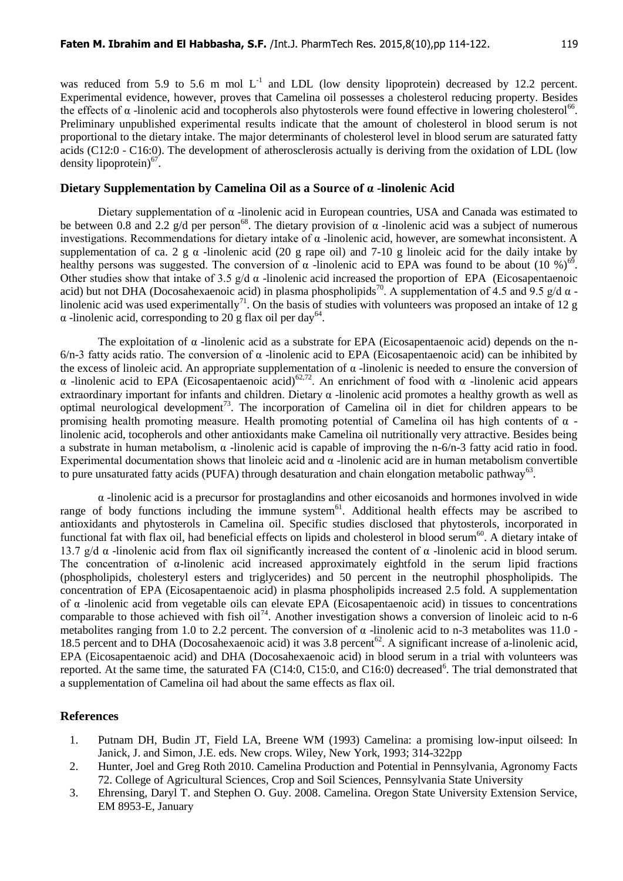was reduced from 5.9 to 5.6 m mol $L^{-1}$ and LDL (low density lipoprotein) decreased by 12.2 percent. Experimental evidence, however, proves that Camelina oil possesses a cholesterol reducing property. Besides the effects of α -linolenic acid and tocopherols also phytosterols were found effective in lowering cholesterol[66]. Preliminary unpublished experimental results indicate that the amount of cholesterol in blood serum is not proportional to the dietary intake. The major determinants of cholesterol level in blood serum are saturated fatty acids (C12:0 - C16:0). The development of atherosclerosis actually is deriving from the oxidation of LDL (low density lipoprotein)[67].

## Dietary Supplementation by Camelina Oil as a Source of α -linolenic Acid

Dietary supplementation of α -linolenic acid in European countries, USA and Canada was estimated to be between 0.8 and 2.2 g/d per person[68]. The dietary provision of α -linolenic acid was a subject of numerous investigations. Recommendations for dietary intake of α -linolenic acid, however, are somewhat inconsistent. A supplementation of ca. 2 g α -linolenic acid (20 g rape oil) and 7-10 g linoleic acid for the daily intake by healthy persons was suggested. The conversion of α -linolenic acid to EPA was found to be about (10 %)[69]. Other studies show that intake of 3.5 g/d α -linolenic acid increased the proportion of EPA (Eicosapentaenoic acid) but not DHA (Docosahexaenoic acid) in plasma phospholipids[70]. A supplementation of 4.5 and 9.5 g/d α -linolenic acid was used experimentally[71]. On the basis of studies with volunteers was proposed an intake of 12 g α -linolenic acid, corresponding to 20 g flax oil per day[64].

The exploitation of α -linolenic acid as a substrate for EPA (Eicosapentaenoic acid) depends on the n-6/n-3 fatty acids ratio. The conversion of α -linolenic acid to EPA (Eicosapentaenoic acid) can be inhibited by the excess of linoleic acid. An appropriate supplementation of α -linolenic is needed to ensure the conversion of α -linolenic acid to EPA (Eicosapentaenoic acid)[62,72]. An enrichment of food with α -linolenic acid appears extraordinary important for infants and children. Dietary α -linolenic acid promotes a healthy growth as well as optimal neurological development[73]. The incorporation of Camelina oil in diet for children appears to be promising health promoting measure. Health promoting potential of Camelina oil has high contents of α -linolenic acid, tocopherols and other antioxidants make Camelina oil nutritionally very attractive. Besides being a substrate in human metabolism, α -linolenic acid is capable of improving the n-6/n-3 fatty acid ratio in food. Experimental documentation shows that linoleic acid and α -linolenic acid are in human metabolism convertible to pure unsaturated fatty acids (PUFA) through desaturation and chain elongation metabolic pathway[63].

α -linolenic acid is a precursor for prostaglandins and other eicosanoids and hormones involved in wide range of body functions including the immune system[61]. Additional health effects may be ascribed to antioxidants and phytosterols in Camelina oil. Specific studies disclosed that phytosterols, incorporated in functional fat with flax oil, had beneficial effects on lipids and cholesterol in blood serum[60]. A dietary intake of 13.7 g/d α -linolenic acid from flax oil significantly increased the content of α -linolenic acid in blood serum. The concentration of α-linolenic acid increased approximately eightfold in the serum lipid fractions (phospholipids, cholesteryl esters and triglycerides) and 50 percent in the neutrophil phospholipids. The concentration of EPA (Eicosapentaenoic acid) in plasma phospholipids increased 2.5 fold. A supplementation of α -linolenic acid from vegetable oils can elevate EPA (Eicosapentaenoic acid) in tissues to concentrations comparable to those achieved with fish oil[74]. Another investigation shows a conversion of linoleic acid to n-6 metabolites ranging from 1.0 to 2.2 percent. The conversion of α -linolenic acid to n-3 metabolites was 11.0 - 18.5 percent and to DHA (Docosahexaenoic acid) it was 3.8 percent[62]. A significant increase of a-linolenic acid, EPA (Eicosapentaenoic acid) and DHA (Docosahexaenoic acid) in blood serum in a trial with volunteers was reported. At the same time, the saturated FA (C14:0, C15:0, and C16:0) decreased[6]. The trial demonstrated that a supplementation of Camelina oil had about the same effects as flax oil.

## References

1. Putnam DH, Budin JT, Field LA, Breene WM (1993) Camelina: a promising low-input oilseed: In Janick, J. and Simon, J.E. eds. New crops. Wiley, New York, 1993; 314-322pp
2. Hunter, Joel and Greg Roth 2010. Camelina Production and Potential in Pennsylvania, Agronomy Facts 72. College of Agricultural Sciences, Crop and Soil Sciences, Pennsylvania State University
3. Ehrensing, Daryl T. and Stephen O. Guy. 2008. Camelina. Oregon State University Extension Service, EM 8953-E, January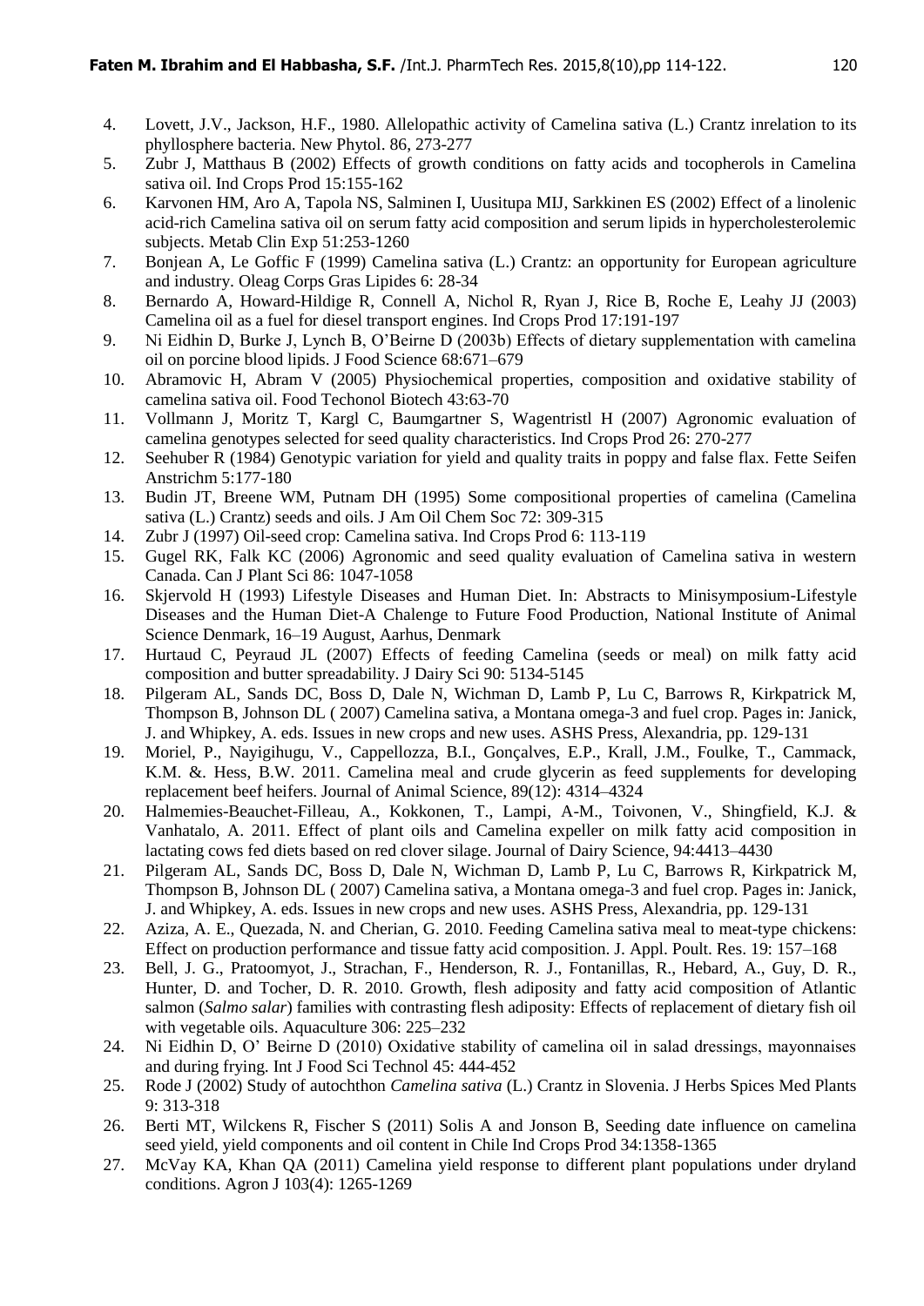4. Lovett, J.V., Jackson, H.F., 1980. Allelopathic activity of Camelina sativa (L.) Crantz inrelation to its phyllosphere bacteria. New Phytol. 86, 273-277
5. Zubr J, Matthaus B (2002) Effects of growth conditions on fatty acids and tocopherols in Camelina sativa oil. Ind Crops Prod 15:155-162
6. Karvonen HM, Aro A, Tapola NS, Salminen I, Uusitupa MIJ, Sarkkinen ES (2002) Effect of a linolenic acid-rich Camelina sativa oil on serum fatty acid composition and serum lipids in hypercholesterolemic subjects. Metab Clin Exp 51:253-1260
7. Bonjean A, Le Goffic F (1999) Camelina sativa (L.) Crantz: an opportunity for European agriculture and industry. Oleag Corps Gras Lipides 6: 28-34
8. Bernardo A, Howard-Hildige R, Connell A, Nichol R, Ryan J, Rice B, Roche E, Leahy JJ (2003) Camelina oil as a fuel for diesel transport engines. Ind Crops Prod 17:191-197
9. Ni Eidhin D, Burke J, Lynch B, O'Beirne D (2003b) Effects of dietary supplementation with camelina oil on porcine blood lipids. J Food Science 68:671–679
10. Abramovic H, Abram V (2005) Physiochemical properties, composition and oxidative stability of camelina sativa oil. Food Techonol Biotech 43:63-70
11. Vollmann J, Moritz T, Kargl C, Baumgartner S, Wagentristl H (2007) Agronomic evaluation of camelina genotypes selected for seed quality characteristics. Ind Crops Prod 26: 270-277
12. Seehuber R (1984) Genotypic variation for yield and quality traits in poppy and false flax. Fette Seifen Anstrichm 5:177-180
13. Budin JT, Breene WM, Putnam DH (1995) Some compositional properties of camelina (Camelina sativa (L.) Crantz) seeds and oils. J Am Oil Chem Soc 72: 309-315
14. Zubr J (1997) Oil-seed crop: Camelina sativa. Ind Crops Prod 6: 113-119
15. Gugel RK, Falk KC (2006) Agronomic and seed quality evaluation of Camelina sativa in western Canada. Can J Plant Sci 86: 1047-1058
16. Skjervold H (1993) Lifestyle Diseases and Human Diet. In: Abstracts to Minisymposium-Lifestyle Diseases and the Human Diet-A Chalenge to Future Food Production, National Institute of Animal Science Denmark, 16–19 August, Aarhus, Denmark
17. Hurtaud C, Peyraud JL (2007) Effects of feeding Camelina (seeds or meal) on milk fatty acid composition and butter spreadability. J Dairy Sci 90: 5134-5145
18. Pilgeram AL, Sands DC, Boss D, Dale N, Wichman D, Lamb P, Lu C, Barrows R, Kirkpatrick M, Thompson B, Johnson DL ( 2007) Camelina sativa, a Montana omega-3 and fuel crop. Pages in: Janick, J. and Whipkey, A. eds. Issues in new crops and new uses. ASHS Press, Alexandria, pp. 129-131
19. Moriel, P., Nayigihugu, V., Cappellozza, B.I., Gonçalves, E.P., Krall, J.M., Foulke, T., Cammack, K.M. &. Hess, B.W. 2011. Camelina meal and crude glycerin as feed supplements for developing replacement beef heifers. Journal of Animal Science, 89(12): 4314–4324
20. Halmemies-Beauchet-Filleau, A., Kokkonen, T., Lampi, A-M., Toivonen, V., Shingfield, K.J. & Vanhatalo, A. 2011. Effect of plant oils and Camelina expeller on milk fatty acid composition in lactating cows fed diets based on red clover silage. Journal of Dairy Science, 94:4413–4430
21. Pilgeram AL, Sands DC, Boss D, Dale N, Wichman D, Lamb P, Lu C, Barrows R, Kirkpatrick M, Thompson B, Johnson DL ( 2007) Camelina sativa, a Montana omega-3 and fuel crop. Pages in: Janick, J. and Whipkey, A. eds. Issues in new crops and new uses. ASHS Press, Alexandria, pp. 129-131
22. Aziza, A. E., Quezada, N. and Cherian, G. 2010. Feeding Camelina sativa meal to meat-type chickens: Effect on production performance and tissue fatty acid composition. J. Appl. Poult. Res. 19: 157–168
23. Bell, J. G., Pratoomyot, J., Strachan, F., Henderson, R. J., Fontanillas, R., Hebard, A., Guy, D. R., Hunter, D. and Tocher, D. R. 2010. Growth, flesh adiposity and fatty acid composition of Atlantic salmon (*Salmo salar*) families with contrasting flesh adiposity: Effects of replacement of dietary fish oil with vegetable oils. Aquaculture 306: 225–232
24. Ni Eidhin D, O' Beirne D (2010) Oxidative stability of camelina oil in salad dressings, mayonnaises and during frying. Int J Food Sci Technol 45: 444-452
25. Rode J (2002) Study of autochthon *Camelina sativa* (L.) Crantz in Slovenia. J Herbs Spices Med Plants 9: 313-318
26. Berti MT, Wilckens R, Fischer S (2011) Solis A and Jonson B, Seeding date influence on camelina seed yield, yield components and oil content in Chile Ind Crops Prod 34:1358-1365
27. McVay KA, Khan QA (2011) Camelina yield response to different plant populations under dryland conditions. Agron J 103(4): 1265-1269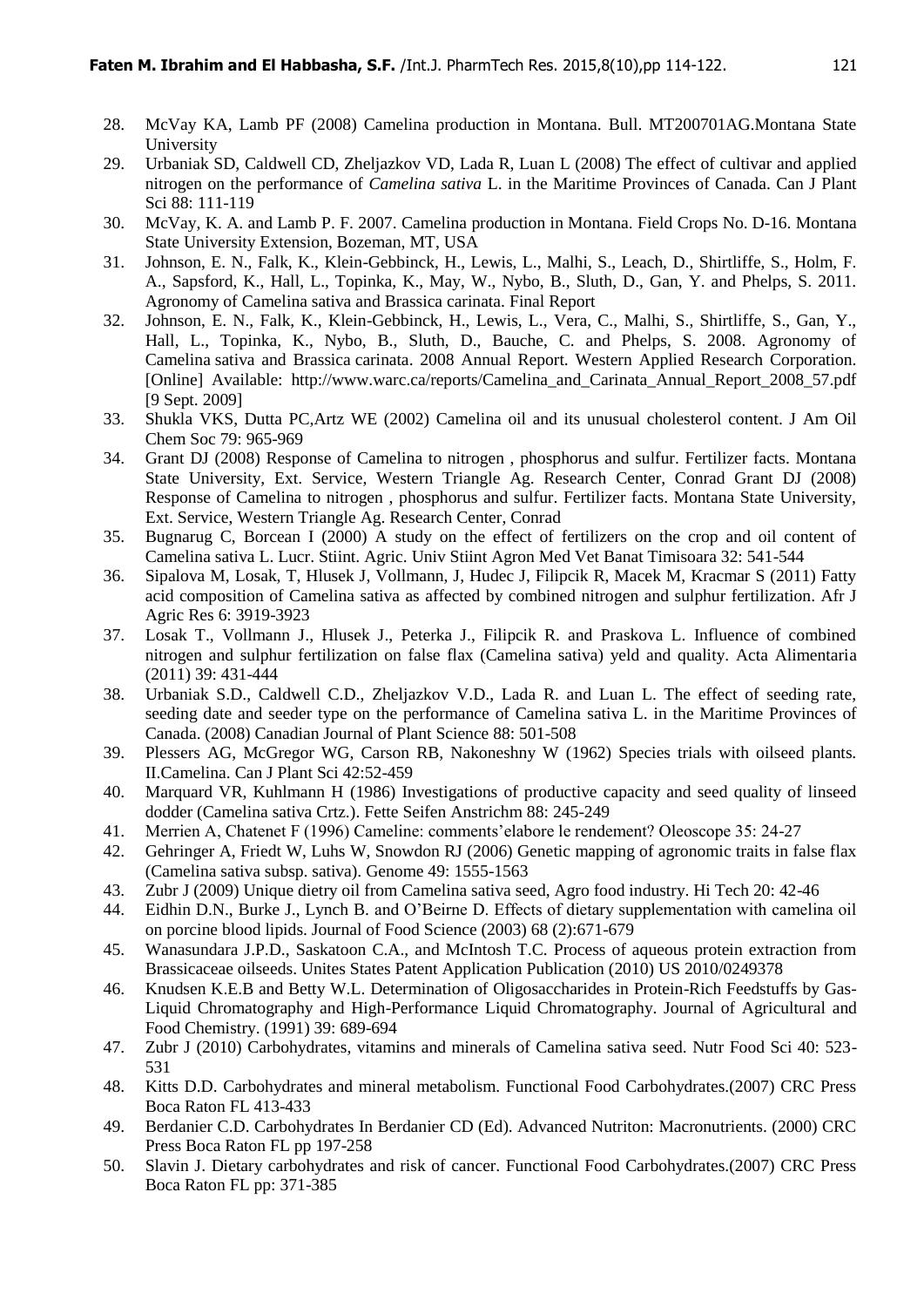28. McVay KA, Lamb PF (2008) Camelina production in Montana. Bull. MT200701AG.Montana State University
29. Urbaniak SD, Caldwell CD, Zheljazkov VD, Lada R, Luan L (2008) The effect of cultivar and applied nitrogen on the performance of *Camelina sativa* L. in the Maritime Provinces of Canada. Can J Plant Sci 88: 111-119
30. McVay, K. A. and Lamb P. F. 2007. Camelina production in Montana. Field Crops No. D-16. Montana State University Extension, Bozeman, MT, USA
31. Johnson, E. N., Falk, K., Klein-Gebbinck, H., Lewis, L., Malhi, S., Leach, D., Shirtliffe, S., Holm, F. A., Sapsford, K., Hall, L., Topinka, K., May, W., Nybo, B., Sluth, D., Gan, Y. and Phelps, S. 2011. Agronomy of Camelina sativa and Brassica carinata. Final Report
32. Johnson, E. N., Falk, K., Klein-Gebbinck, H., Lewis, L., Vera, C., Malhi, S., Shirtliffe, S., Gan, Y., Hall, L., Topinka, K., Nybo, B., Sluth, D., Bauche, C. and Phelps, S. 2008. Agronomy of Camelina sativa and Brassica carinata. 2008 Annual Report. Western Applied Research Corporation. [Online] Available: http://www.warc.ca/reports/Camelina_and_Carinata_Annual_Report_2008_57.pdf [9 Sept. 2009]
33. Shukla VKS, Dutta PC,Artz WE (2002) Camelina oil and its unusual cholesterol content. J Am Oil Chem Soc 79: 965-969
34. Grant DJ (2008) Response of Camelina to nitrogen , phosphorus and sulfur. Fertilizer facts. Montana State University, Ext. Service, Western Triangle Ag. Research Center, Conrad Grant DJ (2008) Response of Camelina to nitrogen , phosphorus and sulfur. Fertilizer facts. Montana State University, Ext. Service, Western Triangle Ag. Research Center, Conrad
35. Bugnarug C, Borcean I (2000) A study on the effect of fertilizers on the crop and oil content of Camelina sativa L. Lucr. Stiint. Agric. Univ Stiint Agron Med Vet Banat Timisoara 32: 541-544
36. Sipalova M, Losak, T, Hlusek J, Vollmann, J, Hudec J, Filipcik R, Macek M, Kracmar S (2011) Fatty acid composition of Camelina sativa as affected by combined nitrogen and sulphur fertilization. Afr J Agric Res 6: 3919-3923
37. Losak T., Vollmann J., Hlusek J., Peterka J., Filipcik R. and Praskova L. Influence of combined nitrogen and sulphur fertilization on false flax (Camelina sativa) yeld and quality. Acta Alimentaria (2011) 39: 431-444
38. Urbaniak S.D., Caldwell C.D., Zheljazkov V.D., Lada R. and Luan L. The effect of seeding rate, seeding date and seeder type on the performance of Camelina sativa L. in the Maritime Provinces of Canada. (2008) Canadian Journal of Plant Science 88: 501-508
39. Plessers AG, McGregor WG, Carson RB, Nakoneshny W (1962) Species trials with oilseed plants. II.Camelina. Can J Plant Sci 42:52-459
40. Marquard VR, Kuhlmann H (1986) Investigations of productive capacity and seed quality of linseed dodder (Camelina sativa Crtz.). Fette Seifen Anstrichm 88: 245-249
41. Merrien A, Chatenet F (1996) Cameline: comments'elabore le rendement? Oleoscope 35: 24-27
42. Gehringer A, Friedt W, Luhs W, Snowdon RJ (2006) Genetic mapping of agronomic traits in false flax (Camelina sativa subsp. sativa). Genome 49: 1555-1563
43. Zubr J (2009) Unique dietry oil from Camelina sativa seed, Agro food industry. Hi Tech 20: 42-46
44. Eidhin D.N., Burke J., Lynch B. and O'Beirne D. Effects of dietary supplementation with camelina oil on porcine blood lipids. Journal of Food Science (2003) 68 (2):671-679
45. Wanasundara J.P.D., Saskatoon C.A., and McIntosh T.C. Process of aqueous protein extraction from Brassicaceae oilseeds. Unites States Patent Application Publication (2010) US 2010/0249378
46. Knudsen K.E.B and Betty W.L. Determination of Oligosaccharides in Protein-Rich Feedstuffs by Gas-Liquid Chromatography and High-Performance Liquid Chromatography. Journal of Agricultural and Food Chemistry. (1991) 39: 689-694
47. Zubr J (2010) Carbohydrates, vitamins and minerals of Camelina sativa seed. Nutr Food Sci 40: 523-531
48. Kitts D.D. Carbohydrates and mineral metabolism. Functional Food Carbohydrates.(2007) CRC Press Boca Raton FL 413-433
49. Berdanier C.D. Carbohydrates In Berdanier CD (Ed). Advanced Nutriton: Macronutrients. (2000) CRC Press Boca Raton FL pp 197-258
50. Slavin J. Dietary carbohydrates and risk of cancer. Functional Food Carbohydrates.(2007) CRC Press Boca Raton FL pp: 371-385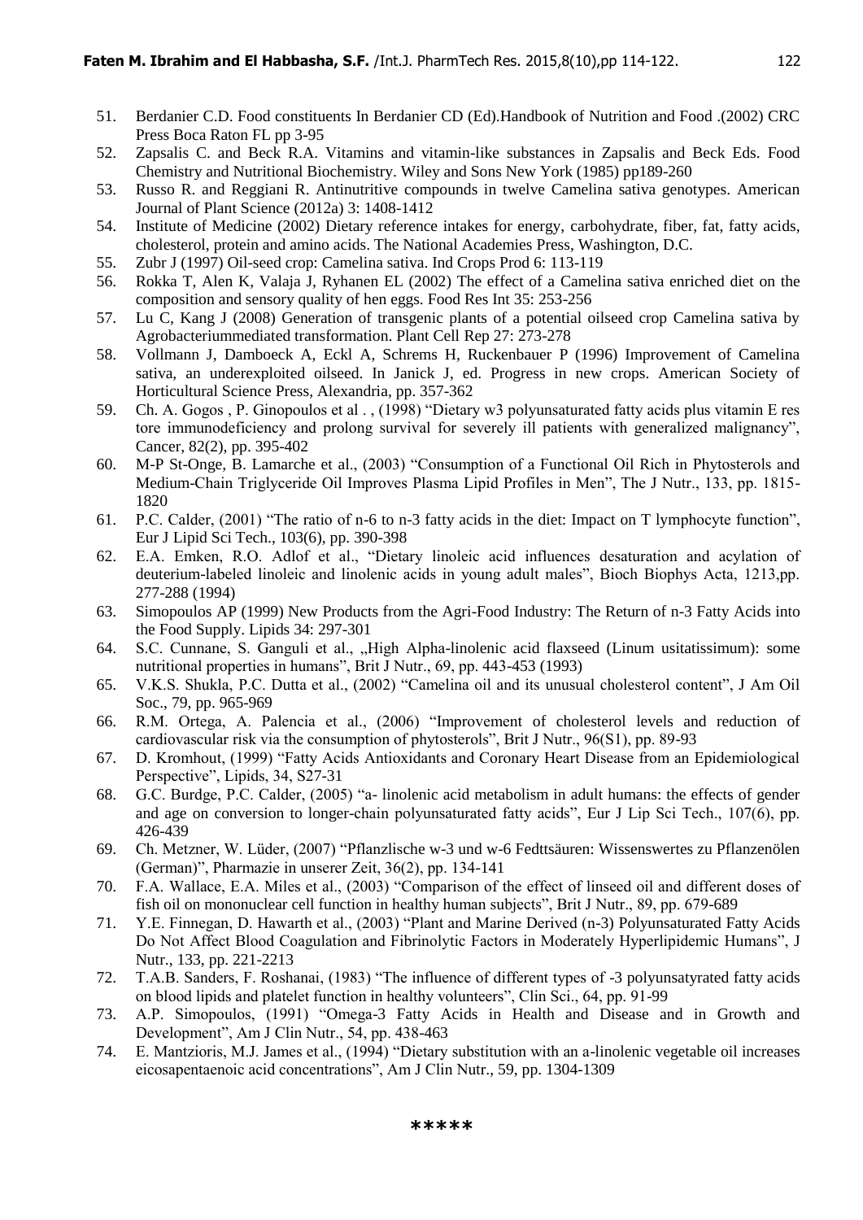51. Berdanier C.D. Food constituents In Berdanier CD (Ed).Handbook of Nutrition and Food .(2002) CRC Press Boca Raton FL pp 3-95
52. Zapsalis C. and Beck R.A. Vitamins and vitamin-like substances in Zapsalis and Beck Eds. Food Chemistry and Nutritional Biochemistry. Wiley and Sons New York (1985) pp189-260
53. Russo R. and Reggiani R. Antinutritive compounds in twelve Camelina sativa genotypes. American Journal of Plant Science (2012a) 3: 1408-1412
54. Institute of Medicine (2002) Dietary reference intakes for energy, carbohydrate, fiber, fat, fatty acids, cholesterol, protein and amino acids. The National Academies Press, Washington, D.C.
55. Zubr J (1997) Oil-seed crop: Camelina sativa. Ind Crops Prod 6: 113-119
56. Rokka T, Alen K, Valaja J, Ryhanen EL (2002) The effect of a Camelina sativa enriched diet on the composition and sensory quality of hen eggs. Food Res Int 35: 253-256
57. Lu C, Kang J (2008) Generation of transgenic plants of a potential oilseed crop Camelina sativa by Agrobacteriummediated transformation. Plant Cell Rep 27: 273-278
58. Vollmann J, Damboeck A, Eckl A, Schrems H, Ruckenbauer P (1996) Improvement of Camelina sativa, an underexploited oilseed. In Janick J, ed. Progress in new crops. American Society of Horticultural Science Press, Alexandria, pp. 357-362
59. Ch. A. Gogos , P. Ginopoulos et al . , (1998) "Dietary w3 polyunsaturated fatty acids plus vitamin E res tore immunodeficiency and prolong survival for severely ill patients with generalized malignancy", Cancer, 82(2), pp. 395-402
60. M-P St-Onge, B. Lamarche et al., (2003) "Consumption of a Functional Oil Rich in Phytosterols and Medium-Chain Triglyceride Oil Improves Plasma Lipid Profiles in Men", The J Nutr., 133, pp. 1815-1820
61. P.C. Calder, (2001) "The ratio of n-6 to n-3 fatty acids in the diet: Impact on T lymphocyte function", Eur J Lipid Sci Tech., 103(6), pp. 390-398
62. E.A. Emken, R.O. Adlof et al., "Dietary linoleic acid influences desaturation and acylation of deuterium-labeled linoleic and linolenic acids in young adult males", Bioch Biophys Acta, 1213,pp. 277-288 (1994)
63. Simopoulos AP (1999) New Products from the Agri-Food Industry: The Return of n-3 Fatty Acids into the Food Supply. Lipids 34: 297-301
64. S.C. Cunnane, S. Ganguli et al., „High Alpha-linolenic acid flaxseed (Linum usitatissimum): some nutritional properties in humans", Brit J Nutr., 69, pp. 443-453 (1993)
65. V.K.S. Shukla, P.C. Dutta et al., (2002) "Camelina oil and its unusual cholesterol content", J Am Oil Soc., 79, pp. 965-969
66. R.M. Ortega, A. Palencia et al., (2006) "Improvement of cholesterol levels and reduction of cardiovascular risk via the consumption of phytosterols", Brit J Nutr., 96(S1), pp. 89-93
67. D. Kromhout, (1999) "Fatty Acids Antioxidants and Coronary Heart Disease from an Epidemiological Perspective", Lipids, 34, S27-31
68. G.C. Burdge, P.C. Calder, (2005) "a- linolenic acid metabolism in adult humans: the effects of gender and age on conversion to longer-chain polyunsaturated fatty acids", Eur J Lip Sci Tech., 107(6), pp. 426-439
69. Ch. Metzner, W. Lüder, (2007) "Pflanzlische w-3 und w-6 Fedttsäuren: Wissenswertes zu Pflanzenölen (German)", Pharmazie in unserer Zeit, 36(2), pp. 134-141
70. F.A. Wallace, E.A. Miles et al., (2003) "Comparison of the effect of linseed oil and different doses of fish oil on mononuclear cell function in healthy human subjects", Brit J Nutr., 89, pp. 679-689
71. Y.E. Finnegan, D. Hawarth et al., (2003) "Plant and Marine Derived (n-3) Polyunsaturated Fatty Acids Do Not Affect Blood Coagulation and Fibrinolytic Factors in Moderately Hyperlipidemic Humans", J Nutr., 133, pp. 221-2213
72. T.A.B. Sanders, F. Roshanai, (1983) "The influence of different types of -3 polyunsatyrated fatty acids on blood lipids and platelet function in healthy volunteers", Clin Sci., 64, pp. 91-99
73. A.P. Simopoulos, (1991) "Omega-3 Fatty Acids in Health and Disease and in Growth and Development", Am J Clin Nutr., 54, pp. 438-463
74. E. Mantzioris, M.J. James et al., (1994) "Dietary substitution with an a-linolenic vegetable oil increases eicosapentaenoic acid concentrations", Am J Clin Nutr., 59, pp. 1304-1309

*****